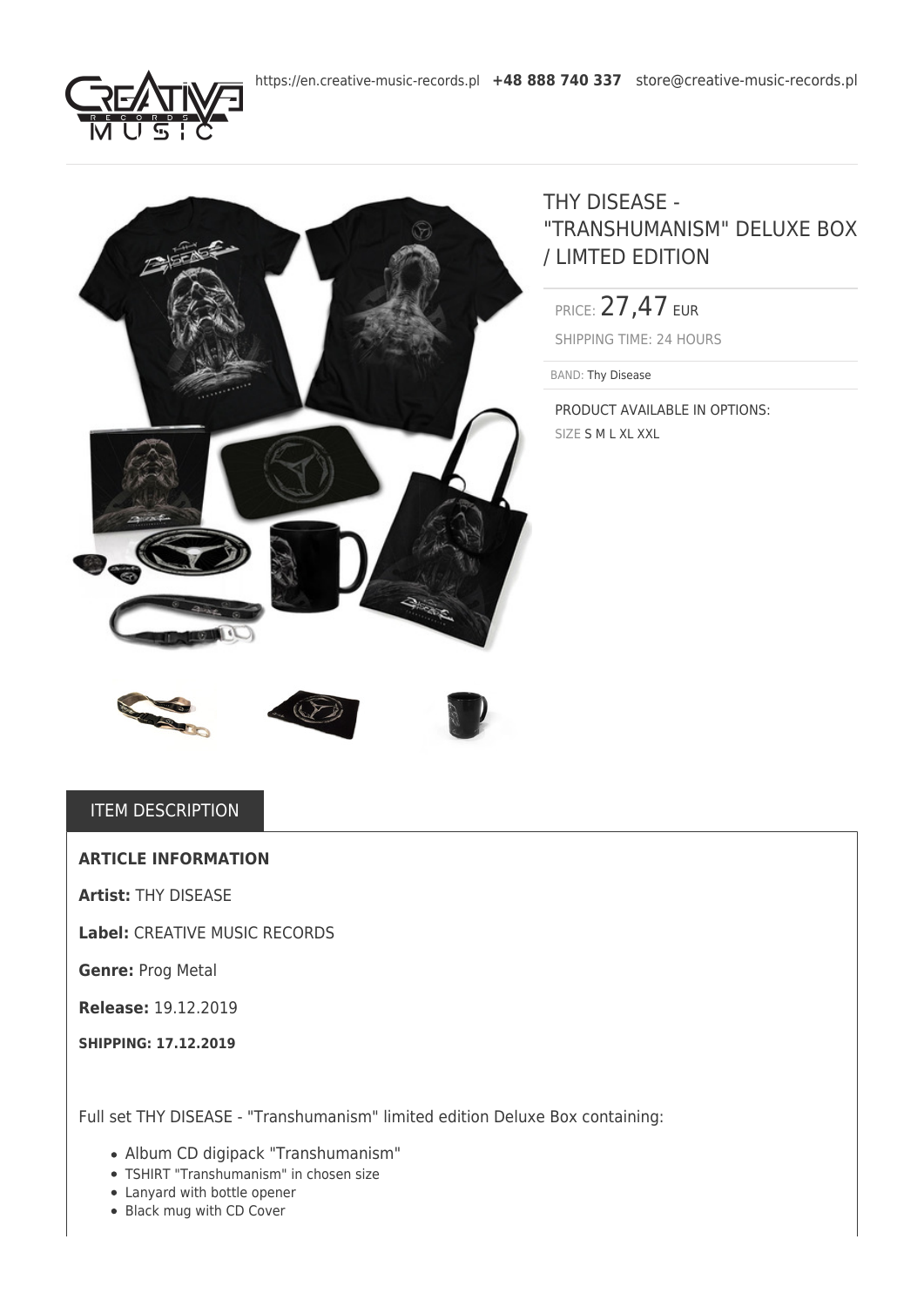https://en.creative-music-records.pl **+48 888 740 337** store@creative-music-records.pl

# THY DISEASE - "TRANSHUMANISM" DELUXE BOX / LIMTED EDITION

PRICE: 27,47 EUR

SHIPPING TIME: 24 HOURS

BAND: Thy Disease

PRODUCT AVAILABLE IN OPTIONS:

SIZE S M L XL XXL

## ITEM DESCRIPTION

**ARTICLE INFORMATION**

**Artist:** THY DISEASE

**Label:** CREATIVE MUSIC RECORDS

**Genre:** Prog Metal

**Release:** 19.12.2019

**SHIPPING: 17.12.2019**

Full set THY DISEASE - "Transhumanism" limited edition Deluxe Box containing:

- Album CD digipack "Transhumanism"
- TSHIRT "Transhumanism" in chosen size
- Lanyard with bottle opener
- Black mug with CD Cover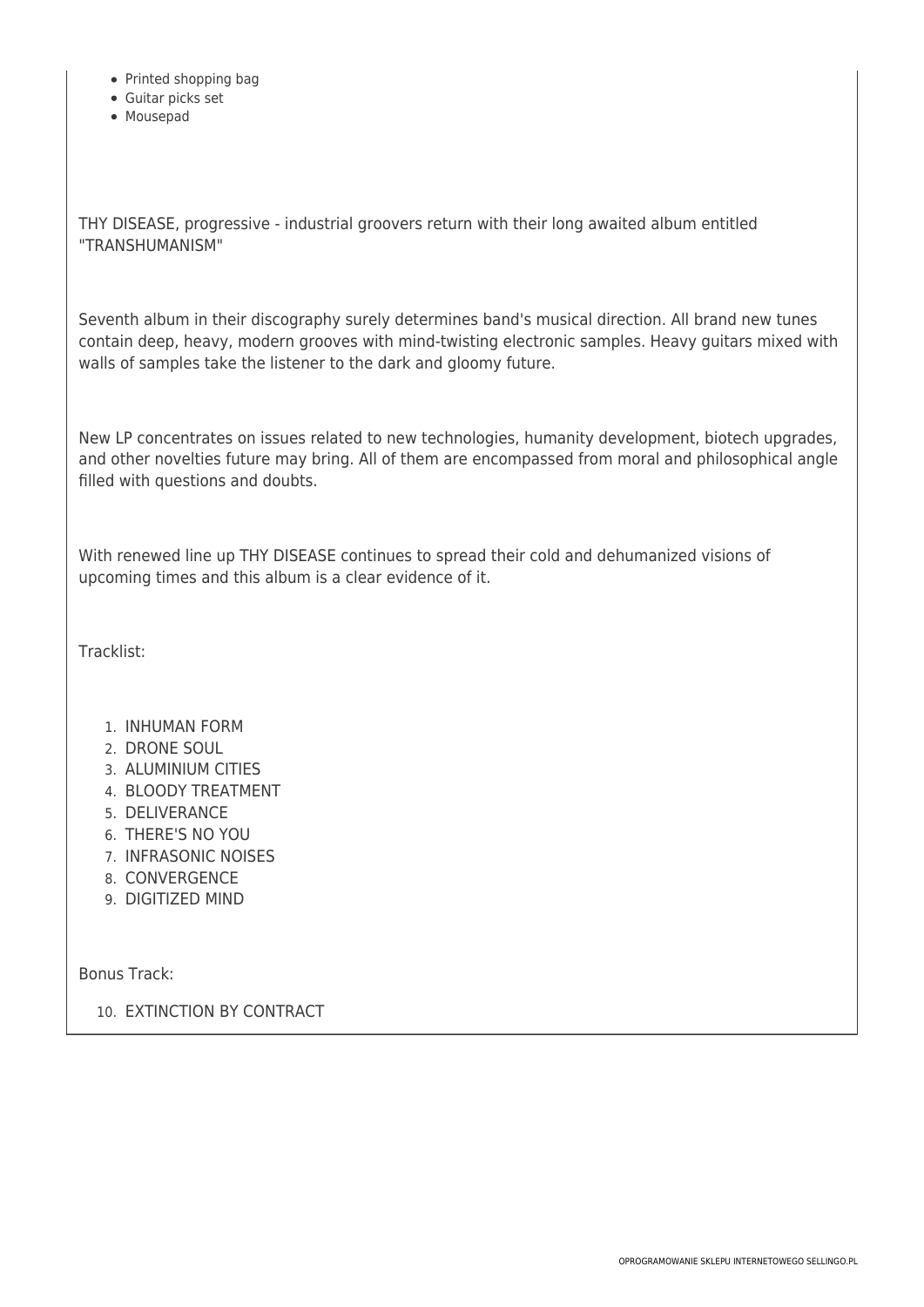- Printed shopping bag
- Guitar picks set
- Mousepad

THY DISEASE, progressive - industrial groovers return with their long awaited album entitled "TRANSHUMANISM"

Seventh album in their discography surely determines band's musical direction. All brand new tunes contain deep, heavy, modern grooves with mind-twisting electronic samples. Heavy guitars mixed with walls of samples take the listener to the dark and gloomy future.

New LP concentrates on issues related to new technologies, humanity development, biotech upgrades, and other novelties future may bring. All of them are encompassed from moral and philosophical angle filled with questions and doubts.

With renewed line up THY DISEASE continues to spread their cold and dehumanized visions of upcoming times and this album is a clear evidence of it.

Tracklist:

1. INHUMAN FORM
2. DRONE SOUL
3. ALUMINIUM CITIES
4. BLOODY TREATMENT
5. DELIVERANCE
6. THERE'S NO YOU
7. INFRASONIC NOISES
8. CONVERGENCE
9. DIGITIZED MIND

Bonus Track:

10. EXTINCTION BY CONTRACT